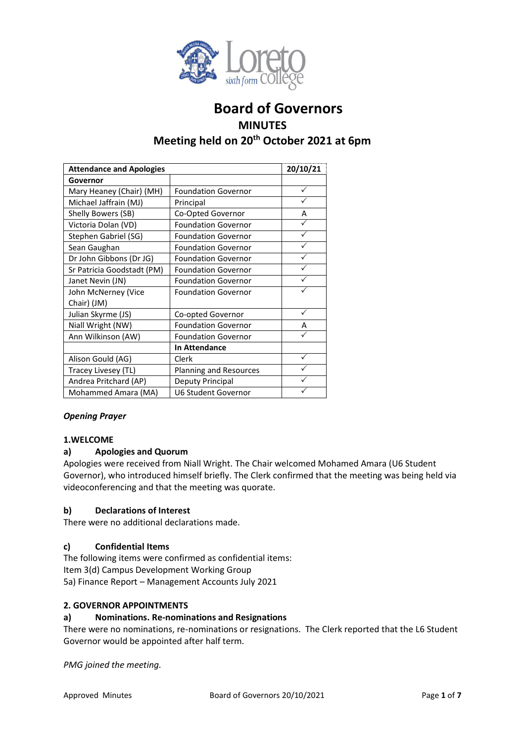# Board of Governors

## MINUTES

## Meeting held on 20th October 2021 at 6pm

| Attendance and Apologies | | 20/10/21 |
|---|---|---|
| **Governor** | | |
| Mary Heaney (Chair) (MH) | Foundation Governor | ✓ |
| Michael Jaffrain (MJ) | Principal | ✓ |
| Shelly Bowers (SB) | Co-Opted Governor | A |
| Victoria Dolan (VD) | Foundation Governor | ✓ |
| Stephen Gabriel (SG) | Foundation Governor | ✓ |
| Sean Gaughan | Foundation Governor | ✓ |
| Dr John Gibbons (Dr JG) | Foundation Governor | ✓ |
| Sr Patricia Goodstadt (PM) | Foundation Governor | ✓ |
| Janet Nevin (JN) | Foundation Governor | ✓ |
| John McNerney (Vice Chair) (JM) | Foundation Governor | ✓ |
| Julian Skyrme (JS) | Co-opted Governor | ✓ |
| Niall Wright (NW) | Foundation Governor | A |
| Ann Wilkinson (AW) | Foundation Governor | ✓ |
| | **In Attendance** | |
| Alison Gould (AG) | Clerk | ✓ |
| Tracey Livesey (TL) | Planning and Resources | ✓ |
| Andrea Pritchard (AP) | Deputy Principal | ✓ |
| Mohammed Amara (MA) | U6 Student Governor | ✓ |

***Opening Prayer***

### 1.WELCOME

#### a) Apologies and Quorum

Apologies were received from Niall Wright. The Chair welcomed Mohamed Amara (U6 Student Governor), who introduced himself briefly. The Clerk confirmed that the meeting was being held via videoconferencing and that the meeting was quorate.

#### b) Declarations of Interest

There were no additional declarations made.

#### c) Confidential Items

The following items were confirmed as confidential items:
Item 3(d) Campus Development Working Group
5a) Finance Report – Management Accounts July 2021

### 2. GOVERNOR APPOINTMENTS

#### a) Nominations. Re-nominations and Resignations

There were no nominations, re-nominations or resignations. The Clerk reported that the L6 Student Governor would be appointed after half term.

*PMG joined the meeting.*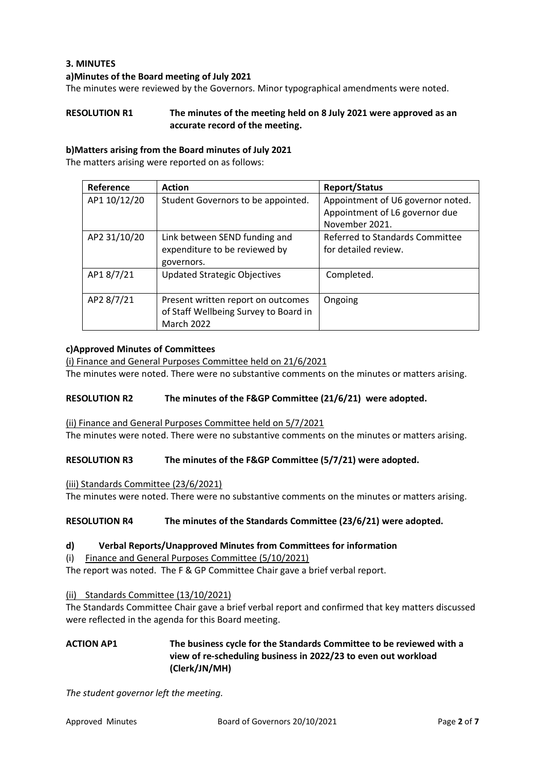### 3. MINUTES

**a)Minutes of the Board meeting of July 2021**

The minutes were reviewed by the Governors. Minor typographical amendments were noted.

**RESOLUTION R1 The minutes of the meeting held on 8 July 2021 were approved as an accurate record of the meeting.**

**b)Matters arising from the Board minutes of July 2021**

The matters arising were reported on as follows:

| Reference | Action | Report/Status |
|---|---|---|
| AP1 10/12/20 | Student Governors to be appointed. | Appointment of U6 governor noted. Appointment of L6 governor due November 2021. |
| AP2 31/10/20 | Link between SEND funding and expenditure to be reviewed by governors. | Referred to Standards Committee for detailed review. |
| AP1 8/7/21 | Updated Strategic Objectives | Completed. |
| AP2 8/7/21 | Present written report on outcomes of Staff Wellbeing Survey to Board in March 2022 | Ongoing |

**c)Approved Minutes of Committees**

(i) Finance and General Purposes Committee held on 21/6/2021

The minutes were noted. There were no substantive comments on the minutes or matters arising.

**RESOLUTION R2 The minutes of the F&GP Committee (21/6/21) were adopted.**

(ii) Finance and General Purposes Committee held on 5/7/2021

The minutes were noted. There were no substantive comments on the minutes or matters arising.

**RESOLUTION R3 The minutes of the F&GP Committee (5/7/21) were adopted.**

(iii) Standards Committee (23/6/2021)

The minutes were noted. There were no substantive comments on the minutes or matters arising.

**RESOLUTION R4 The minutes of the Standards Committee (23/6/21) were adopted.**

**d) Verbal Reports/Unapproved Minutes from Committees for information**

(i) Finance and General Purposes Committee (5/10/2021)

The report was noted. The F & GP Committee Chair gave a brief verbal report.

(ii) Standards Committee (13/10/2021)

The Standards Committee Chair gave a brief verbal report and confirmed that key matters discussed were reflected in the agenda for this Board meeting.

**ACTION AP1 The business cycle for the Standards Committee to be reviewed with a view of re-scheduling business in 2022/23 to even out workload (Clerk/JN/MH)**

*The student governor left the meeting.*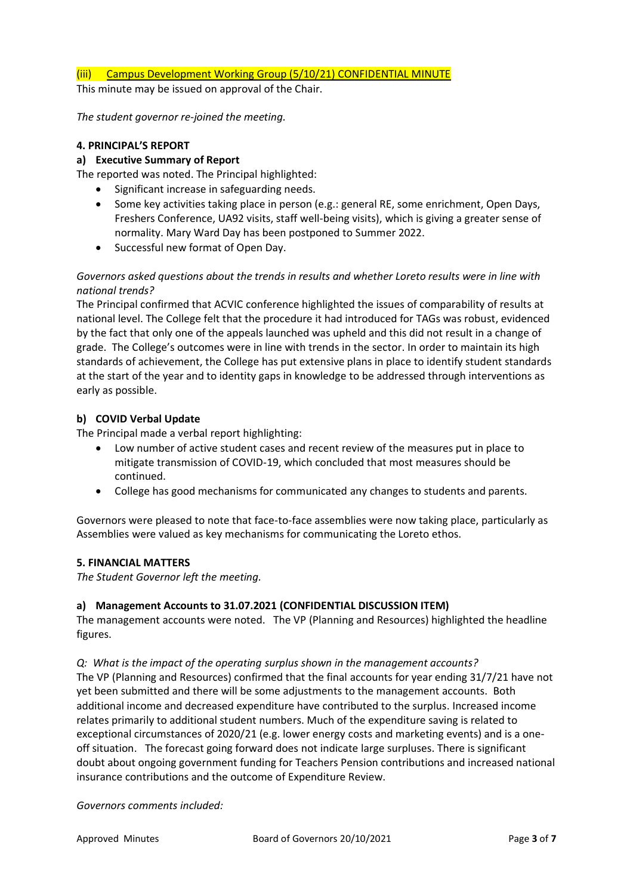(iii) Campus Development Working Group (5/10/21) CONFIDENTIAL MINUTE

This minute may be issued on approval of the Chair.

*The student governor re-joined the meeting.*

**4. PRINCIPAL'S REPORT**

**a) Executive Summary of Report**

The reported was noted. The Principal highlighted:

- Significant increase in safeguarding needs.
- Some key activities taking place in person (e.g.: general RE, some enrichment, Open Days, Freshers Conference, UA92 visits, staff well-being visits), which is giving a greater sense of normality. Mary Ward Day has been postponed to Summer 2022.
- Successful new format of Open Day.

*Governors asked questions about the trends in results and whether Loreto results were in line with national trends?*

The Principal confirmed that ACVIC conference highlighted the issues of comparability of results at national level. The College felt that the procedure it had introduced for TAGs was robust, evidenced by the fact that only one of the appeals launched was upheld and this did not result in a change of grade. The College's outcomes were in line with trends in the sector. In order to maintain its high standards of achievement, the College has put extensive plans in place to identify student standards at the start of the year and to identity gaps in knowledge to be addressed through interventions as early as possible.

**b) COVID Verbal Update**

The Principal made a verbal report highlighting:

- Low number of active student cases and recent review of the measures put in place to mitigate transmission of COVID-19, which concluded that most measures should be continued.
- College has good mechanisms for communicated any changes to students and parents.

Governors were pleased to note that face-to-face assemblies were now taking place, particularly as Assemblies were valued as key mechanisms for communicating the Loreto ethos.

**5. FINANCIAL MATTERS**

*The Student Governor left the meeting.*

**a) Management Accounts to 31.07.2021 (CONFIDENTIAL DISCUSSION ITEM)**

The management accounts were noted. The VP (Planning and Resources) highlighted the headline figures.

*Q: What is the impact of the operating surplus shown in the management accounts?*

The VP (Planning and Resources) confirmed that the final accounts for year ending 31/7/21 have not yet been submitted and there will be some adjustments to the management accounts. Both additional income and decreased expenditure have contributed to the surplus. Increased income relates primarily to additional student numbers. Much of the expenditure saving is related to exceptional circumstances of 2020/21 (e.g. lower energy costs and marketing events) and is a one-off situation. The forecast going forward does not indicate large surpluses. There is significant doubt about ongoing government funding for Teachers Pension contributions and increased national insurance contributions and the outcome of Expenditure Review.

*Governors comments included:*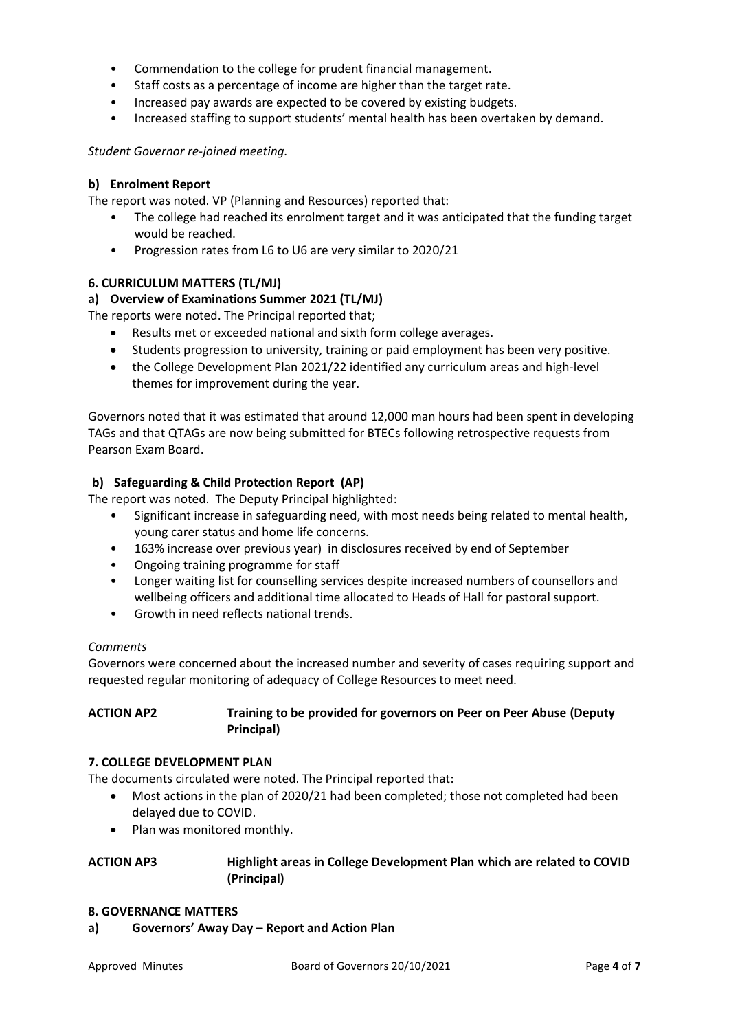- Commendation to the college for prudent financial management.
- Staff costs as a percentage of income are higher than the target rate.
- Increased pay awards are expected to be covered by existing budgets.
- Increased staffing to support students' mental health has been overtaken by demand.

*Student Governor re-joined meeting.*

**b) Enrolment Report**

The report was noted. VP (Planning and Resources) reported that:

- The college had reached its enrolment target and it was anticipated that the funding target would be reached.
- Progression rates from L6 to U6 are very similar to 2020/21

**6. CURRICULUM MATTERS (TL/MJ)**

**a) Overview of Examinations Summer 2021 (TL/MJ)**

The reports were noted. The Principal reported that;

- Results met or exceeded national and sixth form college averages.
- Students progression to university, training or paid employment has been very positive.
- the College Development Plan 2021/22 identified any curriculum areas and high-level themes for improvement during the year.

Governors noted that it was estimated that around 12,000 man hours had been spent in developing TAGs and that QTAGs are now being submitted for BTECs following retrospective requests from Pearson Exam Board.

**b) Safeguarding & Child Protection Report (AP)**

The report was noted. The Deputy Principal highlighted:

- Significant increase in safeguarding need, with most needs being related to mental health, young carer status and home life concerns.
- 163% increase over previous year) in disclosures received by end of September
- Ongoing training programme for staff
- Longer waiting list for counselling services despite increased numbers of counsellors and wellbeing officers and additional time allocated to Heads of Hall for pastoral support.
- Growth in need reflects national trends.

*Comments*

Governors were concerned about the increased number and severity of cases requiring support and requested regular monitoring of adequacy of College Resources to meet need.

**ACTION AP2** **Training to be provided for governors on Peer on Peer Abuse (Deputy Principal)**

**7. COLLEGE DEVELOPMENT PLAN**

The documents circulated were noted. The Principal reported that:

- Most actions in the plan of 2020/21 had been completed; those not completed had been delayed due to COVID.
- Plan was monitored monthly.

**ACTION AP3** **Highlight areas in College Development Plan which are related to COVID (Principal)**

**8. GOVERNANCE MATTERS**

**a) Governors' Away Day – Report and Action Plan**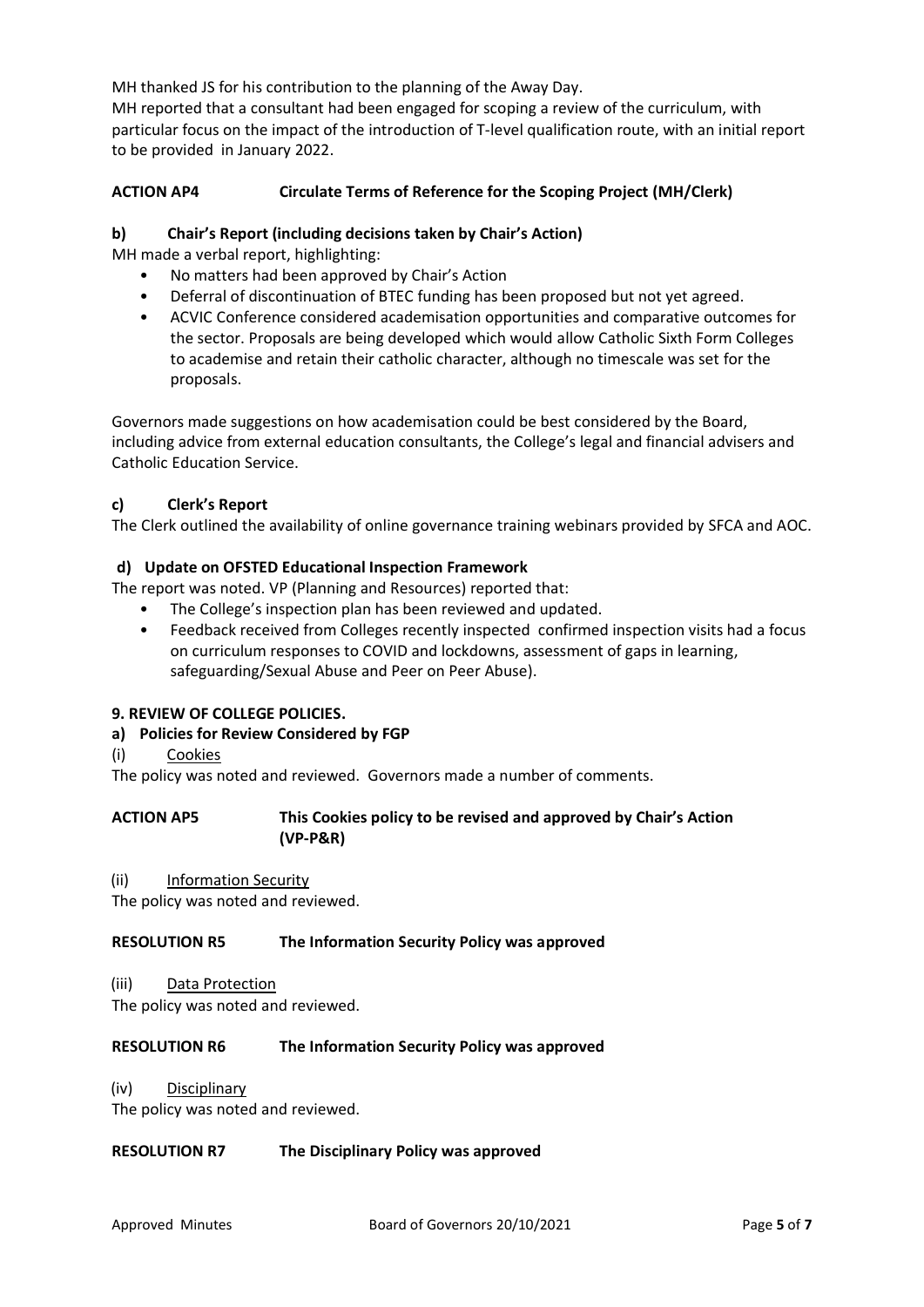MH thanked JS for his contribution to the planning of the Away Day.

MH reported that a consultant had been engaged for scoping a review of the curriculum, with particular focus on the impact of the introduction of T-level qualification route, with an initial report to be provided in January 2022.

**ACTION AP4 Circulate Terms of Reference for the Scoping Project (MH/Clerk)**

### b) Chair's Report (including decisions taken by Chair's Action)

MH made a verbal report, highlighting:

- No matters had been approved by Chair's Action
- Deferral of discontinuation of BTEC funding has been proposed but not yet agreed.
- ACVIC Conference considered academisation opportunities and comparative outcomes for the sector. Proposals are being developed which would allow Catholic Sixth Form Colleges to academise and retain their catholic character, although no timescale was set for the proposals.

Governors made suggestions on how academisation could be best considered by the Board, including advice from external education consultants, the College's legal and financial advisers and Catholic Education Service.

### c) Clerk's Report

The Clerk outlined the availability of online governance training webinars provided by SFCA and AOC.

### d) Update on OFSTED Educational Inspection Framework

The report was noted. VP (Planning and Resources) reported that:

- The College's inspection plan has been reviewed and updated.
- Feedback received from Colleges recently inspected confirmed inspection visits had a focus on curriculum responses to COVID and lockdowns, assessment of gaps in learning, safeguarding/Sexual Abuse and Peer on Peer Abuse).

## 9. REVIEW OF COLLEGE POLICIES.

### a) Policies for Review Considered by FGP

(i) Cookies

The policy was noted and reviewed. Governors made a number of comments.

**ACTION AP5 This Cookies policy to be revised and approved by Chair's Action (VP-P&R)**

(ii) Information Security

The policy was noted and reviewed.

**RESOLUTION R5 The Information Security Policy was approved**

(iii) Data Protection

The policy was noted and reviewed.

**RESOLUTION R6 The Information Security Policy was approved**

(iv) Disciplinary

The policy was noted and reviewed.

**RESOLUTION R7 The Disciplinary Policy was approved**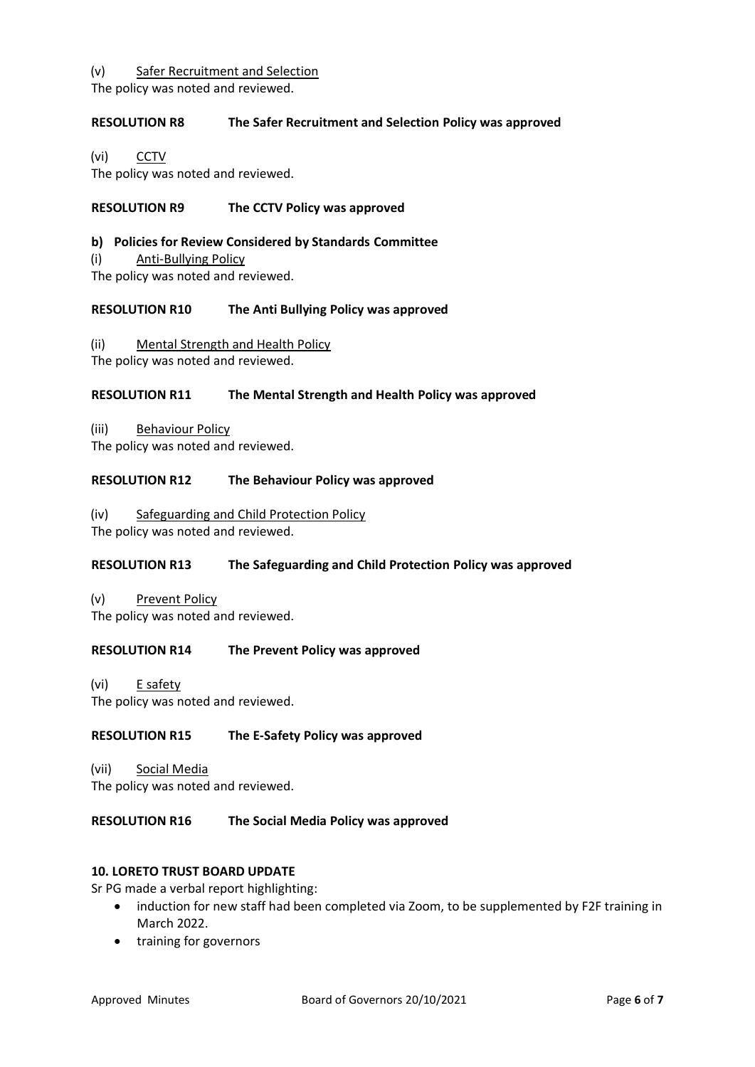(v) Safer Recruitment and Selection

The policy was noted and reviewed.

**RESOLUTION R8 The Safer Recruitment and Selection Policy was approved**

(vi) CCTV

The policy was noted and reviewed.

**RESOLUTION R9 The CCTV Policy was approved**

**b) Policies for Review Considered by Standards Committee**

(i) Anti-Bullying Policy

The policy was noted and reviewed.

**RESOLUTION R10 The Anti Bullying Policy was approved**

(ii) Mental Strength and Health Policy

The policy was noted and reviewed.

**RESOLUTION R11 The Mental Strength and Health Policy was approved**

(iii) Behaviour Policy

The policy was noted and reviewed.

**RESOLUTION R12 The Behaviour Policy was approved**

(iv) Safeguarding and Child Protection Policy

The policy was noted and reviewed.

**RESOLUTION R13 The Safeguarding and Child Protection Policy was approved**

(v) Prevent Policy

The policy was noted and reviewed.

**RESOLUTION R14 The Prevent Policy was approved**

(vi) E safety

The policy was noted and reviewed.

**RESOLUTION R15 The E-Safety Policy was approved**

(vii) Social Media

The policy was noted and reviewed.

**RESOLUTION R16 The Social Media Policy was approved**

**10. LORETO TRUST BOARD UPDATE**

Sr PG made a verbal report highlighting:

- induction for new staff had been completed via Zoom, to be supplemented by F2F training in March 2022.
- training for governors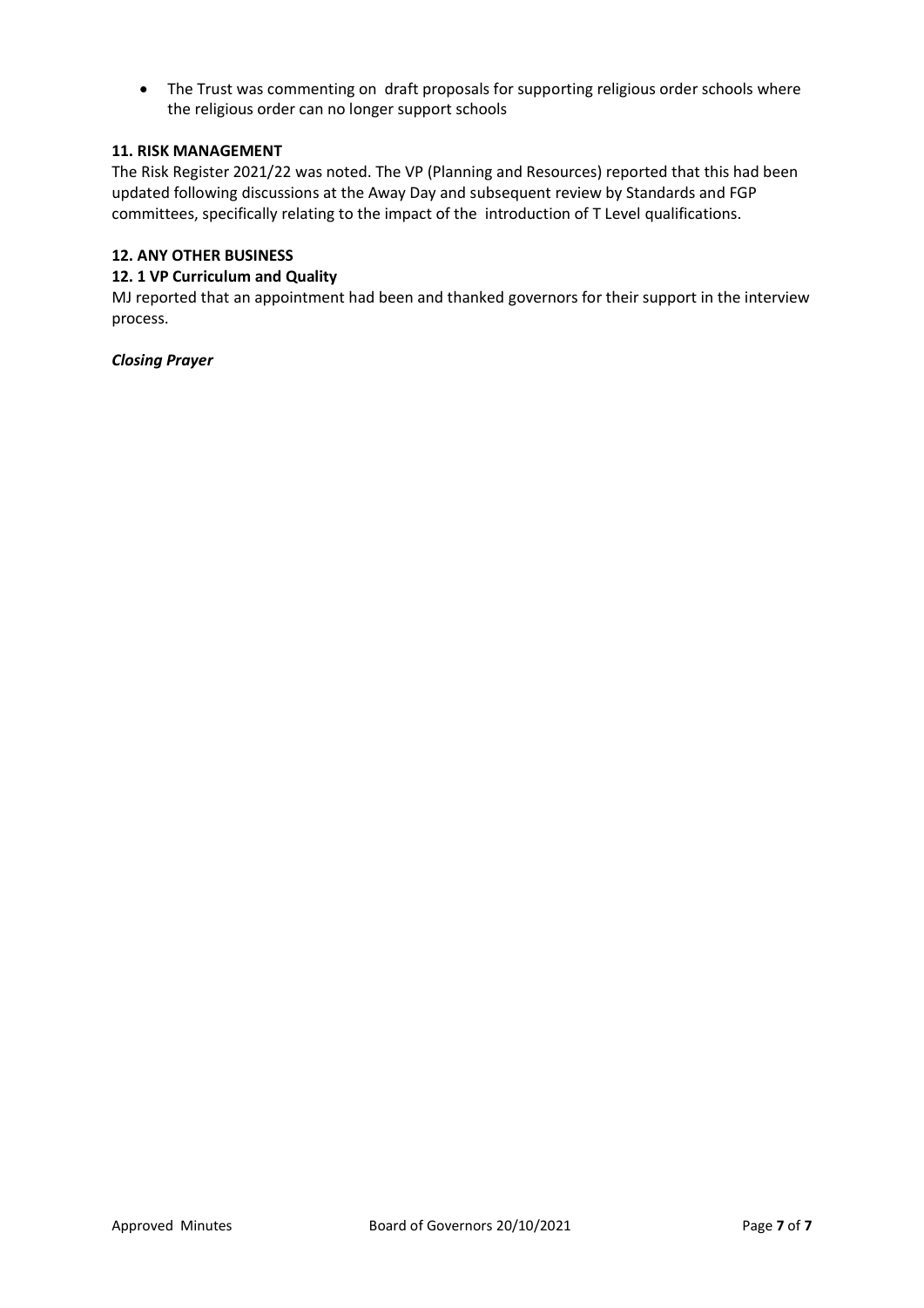- The Trust was commenting on draft proposals for supporting religious order schools where the religious order can no longer support schools

**11. RISK MANAGEMENT**

The Risk Register 2021/22 was noted. The VP (Planning and Resources) reported that this had been updated following discussions at the Away Day and subsequent review by Standards and FGP committees, specifically relating to the impact of the introduction of T Level qualifications.

**12. ANY OTHER BUSINESS**

**12. 1 VP Curriculum and Quality**

MJ reported that an appointment had been and thanked governors for their support in the interview process.

***Closing Prayer***